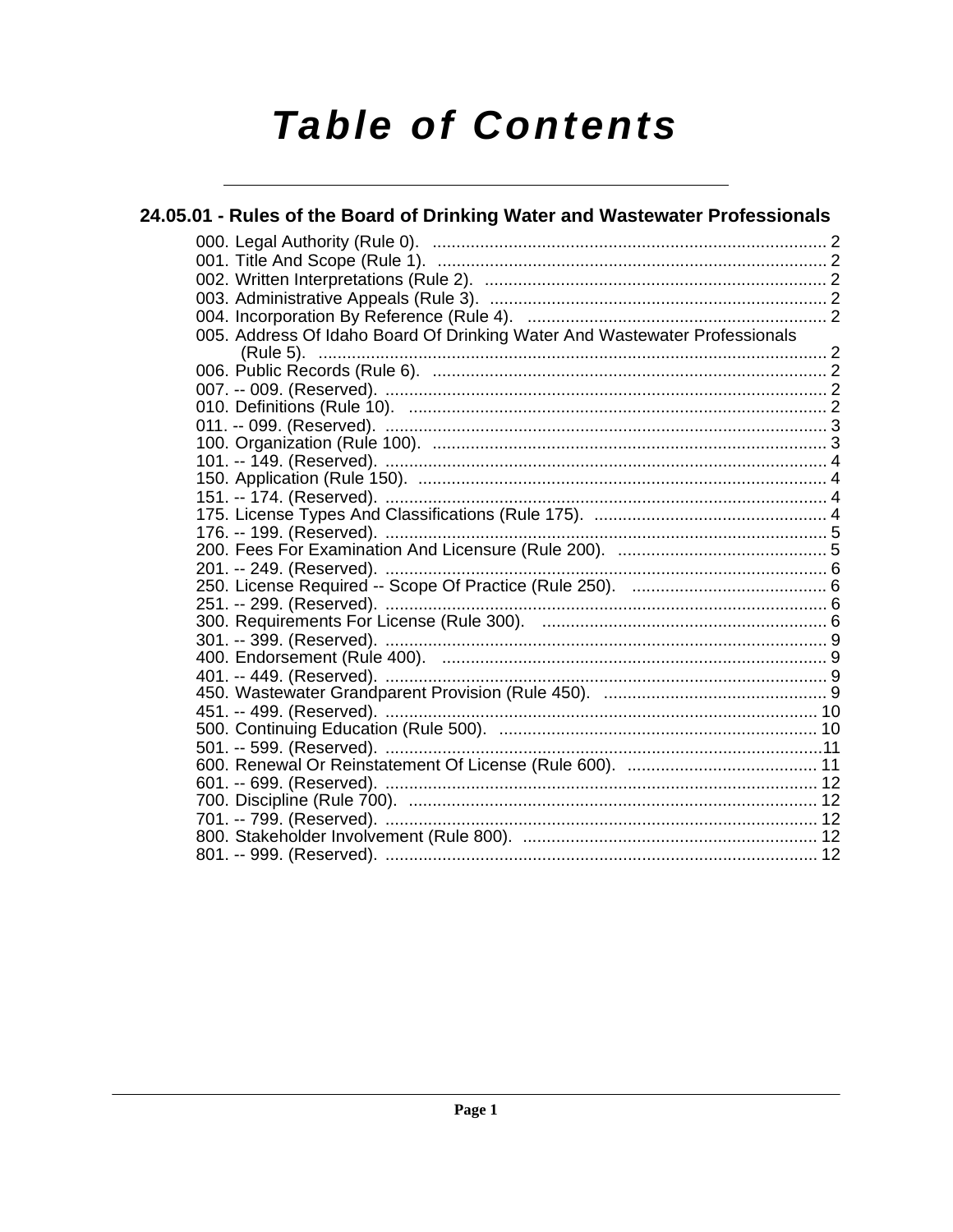# Table of Contents

## 24.05.01 - Rules of the Board of Drinking Water and Wastewater Professionals

000. Legal Authority (Rule 0). .... 2
001. Title And Scope (Rule 1). .... 2
002. Written Interpretations (Rule 2). .... 2
003. Administrative Appeals (Rule 3). .... 2
004. Incorporation By Reference (Rule 4). .... 2
005. Address Of Idaho Board Of Drinking Water And Wastewater Professionals (Rule 5). .... 2
006. Public Records (Rule 6). .... 2
007. -- 009. (Reserved). .... 2
010. Definitions (Rule 10). .... 2
011. -- 099. (Reserved). .... 3
100. Organization (Rule 100). .... 3
101. -- 149. (Reserved). .... 4
150. Application (Rule 150). .... 4
151. -- 174. (Reserved). .... 4
175. License Types And Classifications (Rule 175). .... 4
176. -- 199. (Reserved). .... 5
200. Fees For Examination And Licensure (Rule 200). .... 5
201. -- 249. (Reserved). .... 6
250. License Required -- Scope Of Practice (Rule 250). .... 6
251. -- 299. (Reserved). .... 6
300. Requirements For License (Rule 300). .... 6
301. -- 399. (Reserved). .... 9
400. Endorsement (Rule 400). .... 9
401. -- 449. (Reserved). .... 9
450. Wastewater Grandparent Provision (Rule 450). .... 9
451. -- 499. (Reserved). .... 10
500. Continuing Education (Rule 500). .... 10
501. -- 599. (Reserved). .... 11
600. Renewal Or Reinstatement Of License (Rule 600). .... 11
601. -- 699. (Reserved). .... 12
700. Discipline (Rule 700). .... 12
701. -- 799. (Reserved). .... 12
800. Stakeholder Involvement (Rule 800). .... 12
801. -- 999. (Reserved). .... 12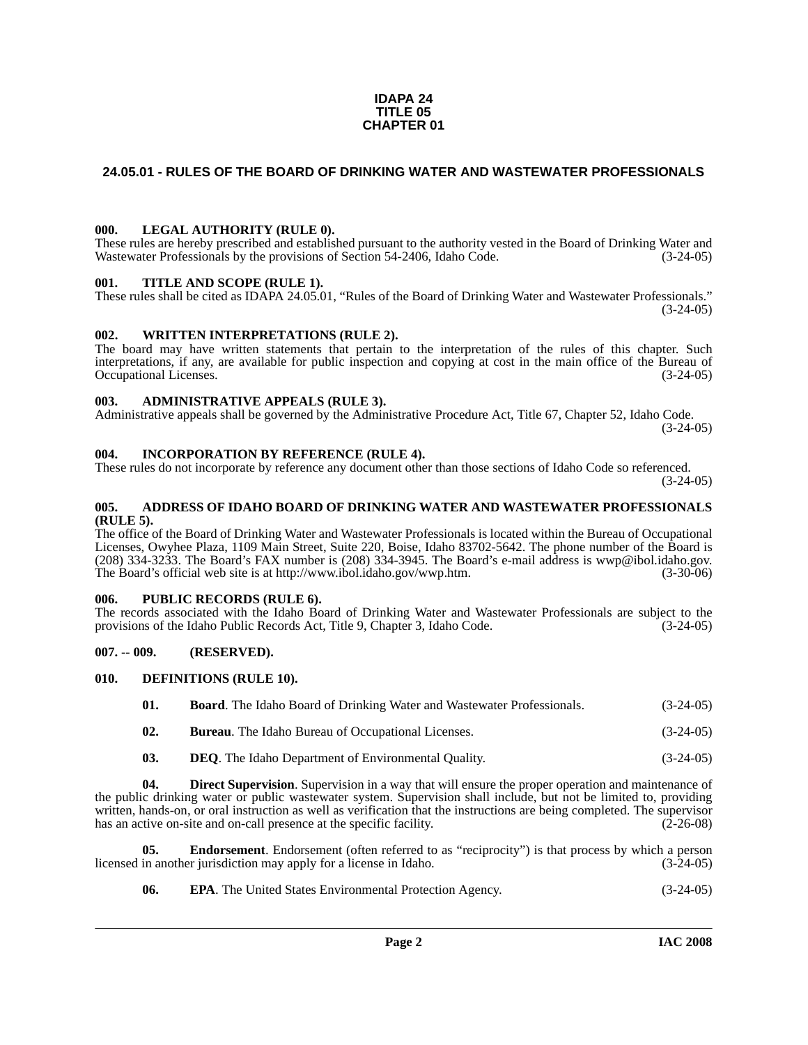**IDAPA 24**
**TITLE 05**
**CHAPTER 01**

## 24.05.01 - RULES OF THE BOARD OF DRINKING WATER AND WASTEWATER PROFESSIONALS

### 000. LEGAL AUTHORITY (RULE 0).

These rules are hereby prescribed and established pursuant to the authority vested in the Board of Drinking Water and Wastewater Professionals by the provisions of Section 54-2406, Idaho Code. (3-24-05)

### 001. TITLE AND SCOPE (RULE 1).

These rules shall be cited as IDAPA 24.05.01, "Rules of the Board of Drinking Water and Wastewater Professionals." (3-24-05)

### 002. WRITTEN INTERPRETATIONS (RULE 2).

The board may have written statements that pertain to the interpretation of the rules of this chapter. Such interpretations, if any, are available for public inspection and copying at cost in the main office of the Bureau of Occupational Licenses. (3-24-05)

### 003. ADMINISTRATIVE APPEALS (RULE 3).

Administrative appeals shall be governed by the Administrative Procedure Act, Title 67, Chapter 52, Idaho Code. (3-24-05)

### 004. INCORPORATION BY REFERENCE (RULE 4).

These rules do not incorporate by reference any document other than those sections of Idaho Code so referenced. (3-24-05)

### 005. ADDRESS OF IDAHO BOARD OF DRINKING WATER AND WASTEWATER PROFESSIONALS (RULE 5).

The office of the Board of Drinking Water and Wastewater Professionals is located within the Bureau of Occupational Licenses, Owyhee Plaza, 1109 Main Street, Suite 220, Boise, Idaho 83702-5642. The phone number of the Board is (208) 334-3233. The Board's FAX number is (208) 334-3945. The Board's e-mail address is wwp@ibol.idaho.gov. The Board's official web site is at http://www.ibol.idaho.gov/wwp.htm. (3-30-06)

### 006. PUBLIC RECORDS (RULE 6).

The records associated with the Idaho Board of Drinking Water and Wastewater Professionals are subject to the provisions of the Idaho Public Records Act, Title 9, Chapter 3, Idaho Code. (3-24-05)

### 007. -- 009. (RESERVED).

### 010. DEFINITIONS (RULE 10).

**01. Board**. The Idaho Board of Drinking Water and Wastewater Professionals. (3-24-05)

**02. Bureau**. The Idaho Bureau of Occupational Licenses. (3-24-05)

**03. DEQ**. The Idaho Department of Environmental Quality. (3-24-05)

**04. Direct Supervision**. Supervision in a way that will ensure the proper operation and maintenance of the public drinking water or public wastewater system. Supervision shall include, but not be limited to, providing written, hands-on, or oral instruction as well as verification that the instructions are being completed. The supervisor has an active on-site and on-call presence at the specific facility. (2-26-08)

**05. Endorsement**. Endorsement (often referred to as "reciprocity") is that process by which a person licensed in another jurisdiction may apply for a license in Idaho. (3-24-05)

**06. EPA**. The United States Environmental Protection Agency. (3-24-05)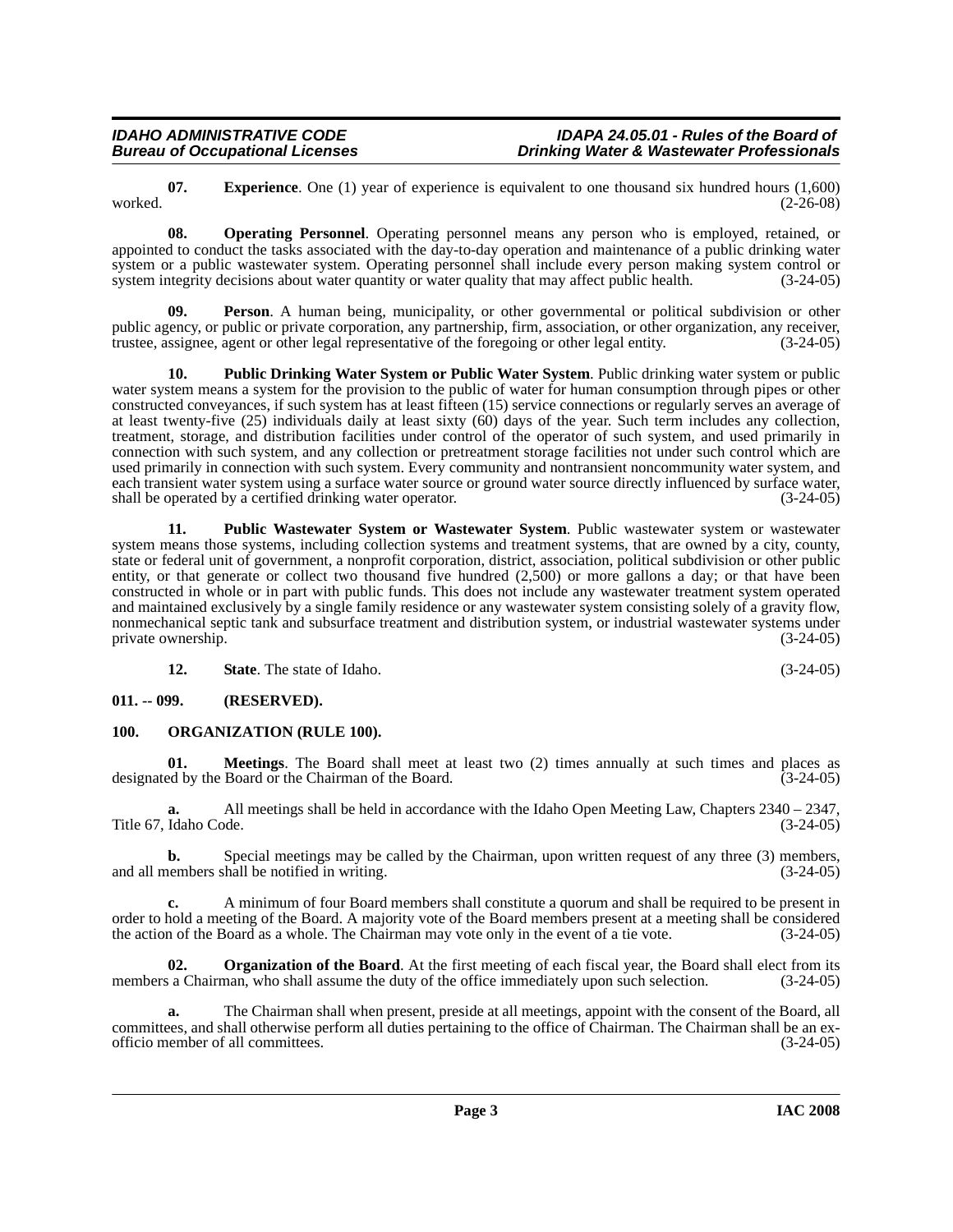**07. Experience**. One (1) year of experience is equivalent to one thousand six hundred hours (1,600) worked. (2-26-08)

**08. Operating Personnel**. Operating personnel means any person who is employed, retained, or appointed to conduct the tasks associated with the day-to-day operation and maintenance of a public drinking water system or a public wastewater system. Operating personnel shall include every person making system control or system integrity decisions about water quantity or water quality that may affect public health. (3-24-05)

**09. Person**. A human being, municipality, or other governmental or political subdivision or other public agency, or public or private corporation, any partnership, firm, association, or other organization, any receiver, trustee, assignee, agent or other legal representative of the foregoing or other legal entity. (3-24-05)

**10. Public Drinking Water System or Public Water System**. Public drinking water system or public water system means a system for the provision to the public of water for human consumption through pipes or other constructed conveyances, if such system has at least fifteen (15) service connections or regularly serves an average of at least twenty-five (25) individuals daily at least sixty (60) days of the year. Such term includes any collection, treatment, storage, and distribution facilities under control of the operator of such system, and used primarily in connection with such system, and any collection or pretreatment storage facilities not under such control which are used primarily in connection with such system. Every community and nontransient noncommunity water system, and each transient water system using a surface water source or ground water source directly influenced by surface water, shall be operated by a certified drinking water operator. (3-24-05)

**11. Public Wastewater System or Wastewater System**. Public wastewater system or wastewater system means those systems, including collection systems and treatment systems, that are owned by a city, county, state or federal unit of government, a nonprofit corporation, district, association, political subdivision or other public entity, or that generate or collect two thousand five hundred (2,500) or more gallons a day; or that have been constructed in whole or in part with public funds. This does not include any wastewater treatment system operated and maintained exclusively by a single family residence or any wastewater system consisting solely of a gravity flow, nonmechanical septic tank and subsurface treatment and distribution system, or industrial wastewater systems under private ownership. (3-24-05)

**12. State**. The state of Idaho. (3-24-05)

## 011. -- 099. (RESERVED).

## 100. ORGANIZATION (RULE 100).

**01. Meetings**. The Board shall meet at least two (2) times annually at such times and places as designated by the Board or the Chairman of the Board. (3-24-05)

**a.** All meetings shall be held in accordance with the Idaho Open Meeting Law, Chapters 2340 – 2347, Title 67, Idaho Code. (3-24-05)

**b.** Special meetings may be called by the Chairman, upon written request of any three (3) members, and all members shall be notified in writing. (3-24-05)

**c.** A minimum of four Board members shall constitute a quorum and shall be required to be present in order to hold a meeting of the Board. A majority vote of the Board members present at a meeting shall be considered the action of the Board as a whole. The Chairman may vote only in the event of a tie vote. (3-24-05)

**02. Organization of the Board**. At the first meeting of each fiscal year, the Board shall elect from its members a Chairman, who shall assume the duty of the office immediately upon such selection. (3-24-05)

**a.** The Chairman shall when present, preside at all meetings, appoint with the consent of the Board, all committees, and shall otherwise perform all duties pertaining to the office of Chairman. The Chairman shall be an ex-officio member of all committees. (3-24-05)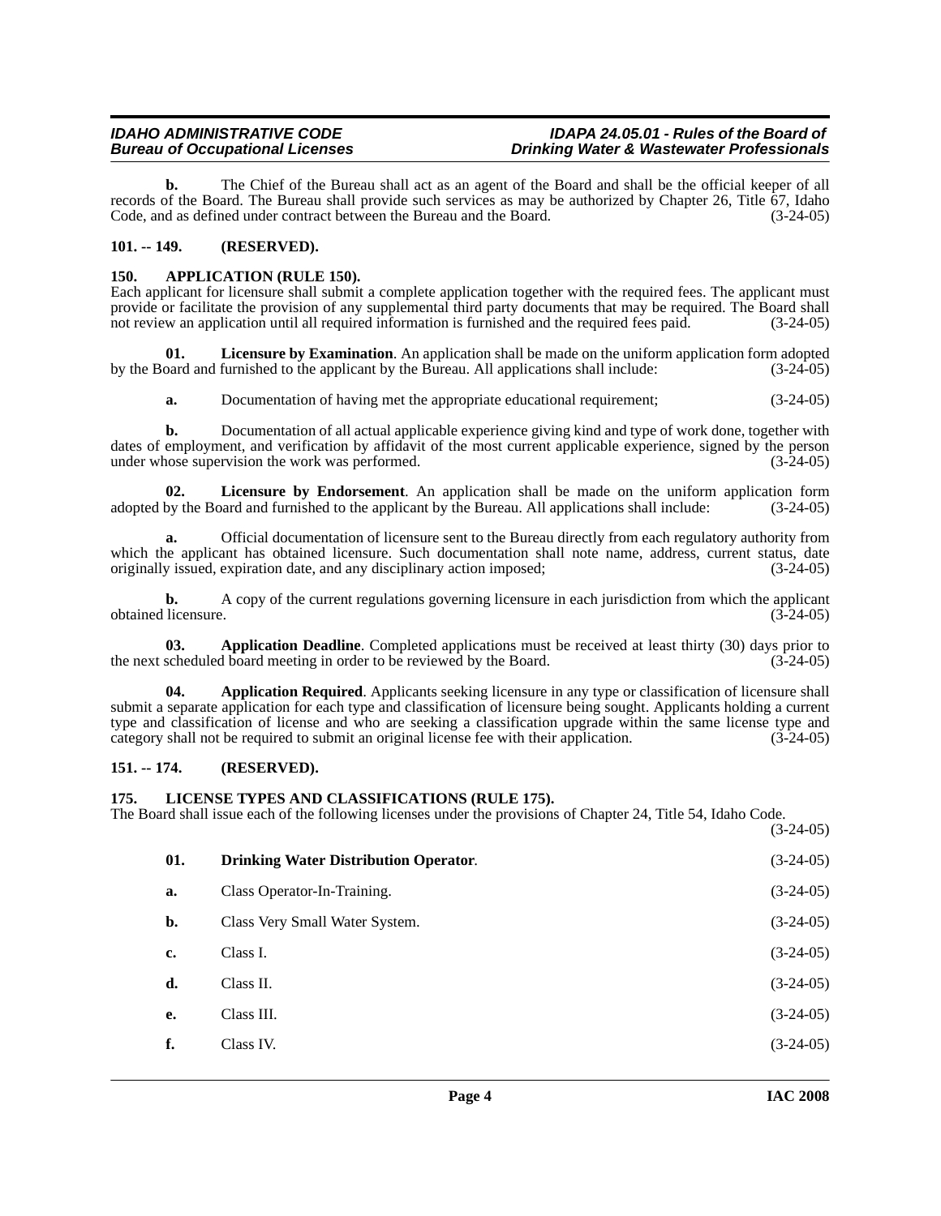**b.** The Chief of the Bureau shall act as an agent of the Board and shall be the official keeper of all records of the Board. The Bureau shall provide such services as may be authorized by Chapter 26, Title 67, Idaho Code, and as defined under contract between the Bureau and the Board. (3-24-05)

## 101. -- 149. (RESERVED).

## 150. APPLICATION (RULE 150).

Each applicant for licensure shall submit a complete application together with the required fees. The applicant must provide or facilitate the provision of any supplemental third party documents that may be required. The Board shall not review an application until all required information is furnished and the required fees paid. (3-24-05)

**01. Licensure by Examination**. An application shall be made on the uniform application form adopted by the Board and furnished to the applicant by the Bureau. All applications shall include: (3-24-05)

**a.** Documentation of having met the appropriate educational requirement; (3-24-05)

**b.** Documentation of all actual applicable experience giving kind and type of work done, together with dates of employment, and verification by affidavit of the most current applicable experience, signed by the person under whose supervision the work was performed. (3-24-05)

**02. Licensure by Endorsement**. An application shall be made on the uniform application form adopted by the Board and furnished to the applicant by the Bureau. All applications shall include: (3-24-05)

**a.** Official documentation of licensure sent to the Bureau directly from each regulatory authority from which the applicant has obtained licensure. Such documentation shall note name, address, current status, date originally issued, expiration date, and any disciplinary action imposed; (3-24-05)

**b.** A copy of the current regulations governing licensure in each jurisdiction from which the applicant obtained licensure. (3-24-05)

**03. Application Deadline**. Completed applications must be received at least thirty (30) days prior to the next scheduled board meeting in order to be reviewed by the Board. (3-24-05)

**04. Application Required**. Applicants seeking licensure in any type or classification of licensure shall submit a separate application for each type and classification of licensure being sought. Applicants holding a current type and classification of license and who are seeking a classification upgrade within the same license type and category shall not be required to submit an original license fee with their application. (3-24-05)

## 151. -- 174. (RESERVED).

## 175. LICENSE TYPES AND CLASSIFICATIONS (RULE 175).

The Board shall issue each of the following licenses under the provisions of Chapter 24, Title 54, Idaho Code. (3-24-05)

**01. Drinking Water Distribution Operator**. (3-24-05)

**a.** Class Operator-In-Training. (3-24-05)

**b.** Class Very Small Water System. (3-24-05)

**c.** Class I. (3-24-05)

**d.** Class II. (3-24-05)

**e.** Class III. (3-24-05)

**f.** Class IV. (3-24-05)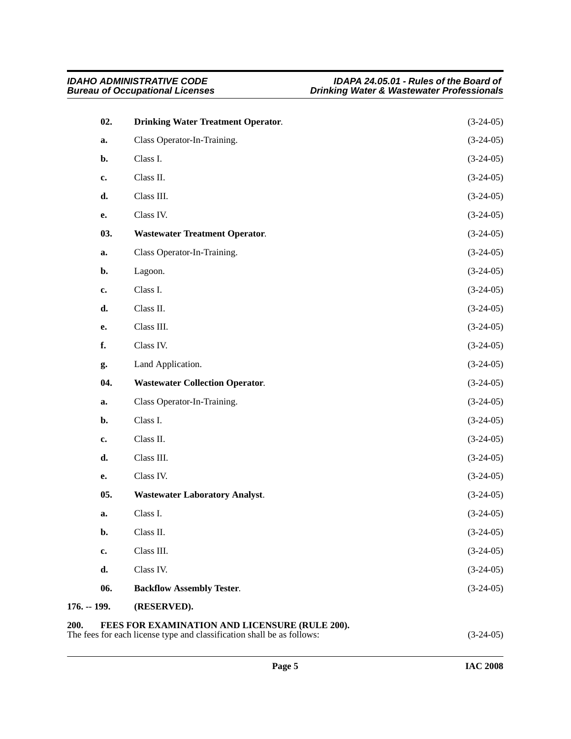**02. Drinking Water Treatment Operator**. (3-24-05)

**a.** Class Operator-In-Training. (3-24-05)

**b.** Class I. (3-24-05)

**c.** Class II. (3-24-05)

**d.** Class III. (3-24-05)

**e.** Class IV. (3-24-05)

**03. Wastewater Treatment Operator**. (3-24-05)

**a.** Class Operator-In-Training. (3-24-05)

**b.** Lagoon. (3-24-05)

**c.** Class I. (3-24-05)

**d.** Class II. (3-24-05)

**e.** Class III. (3-24-05)

**f.** Class IV. (3-24-05)

**g.** Land Application. (3-24-05)

**04. Wastewater Collection Operator**. (3-24-05)

**a.** Class Operator-In-Training. (3-24-05)

**b.** Class I. (3-24-05)

**c.** Class II. (3-24-05)

**d.** Class III. (3-24-05)

**e.** Class IV. (3-24-05)

**05. Wastewater Laboratory Analyst**. (3-24-05)

**a.** Class I. (3-24-05)

**b.** Class II. (3-24-05)

**c.** Class III. (3-24-05)

**d.** Class IV. (3-24-05)

**06. Backflow Assembly Tester**. (3-24-05)

**176. -- 199. (RESERVED).**

**200. FEES FOR EXAMINATION AND LICENSURE (RULE 200).**

The fees for each license type and classification shall be as follows: (3-24-05)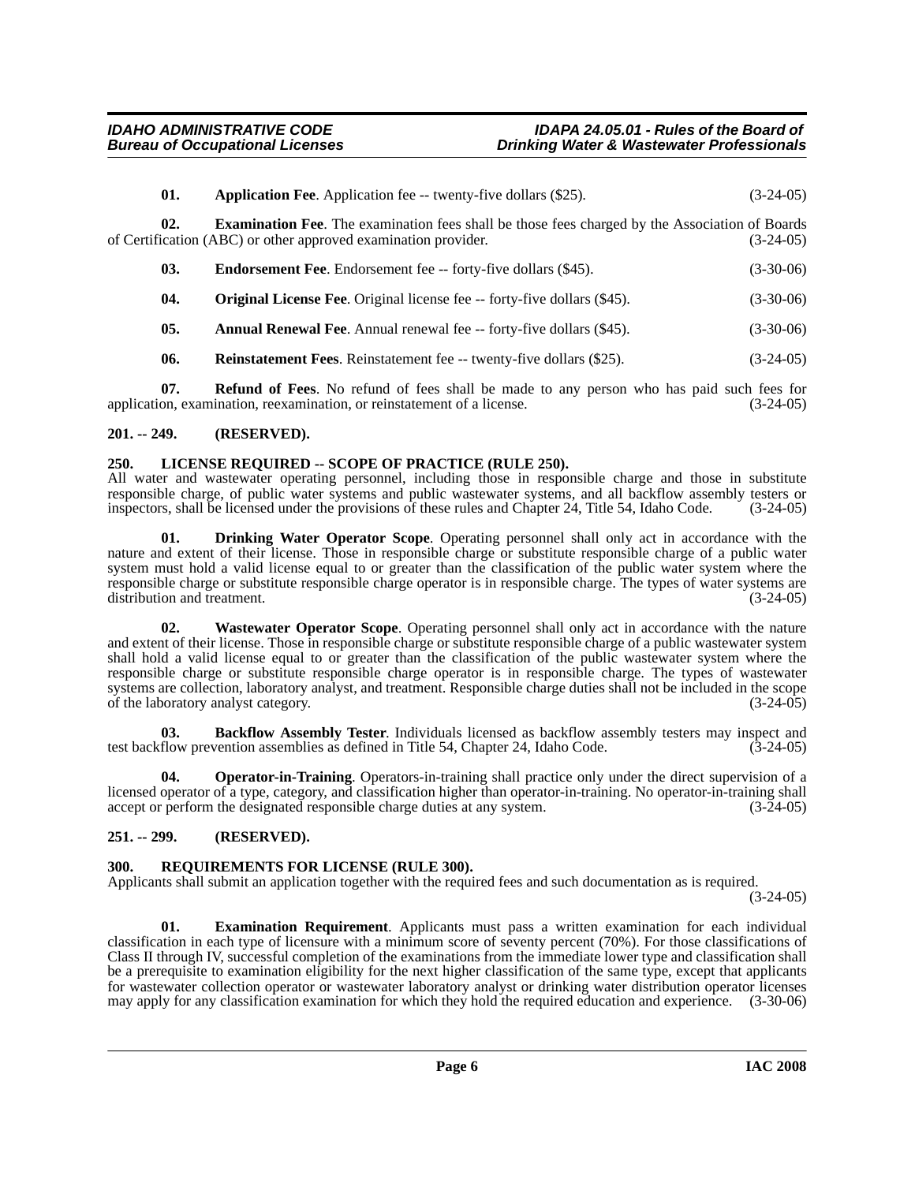**01. Application Fee**. Application fee -- twenty-five dollars ($25). (3-24-05)

**02. Examination Fee**. The examination fees shall be those fees charged by the Association of Boards of Certification (ABC) or other approved examination provider. (3-24-05)

**03. Endorsement Fee**. Endorsement fee -- forty-five dollars ($45). (3-30-06)

**04. Original License Fee**. Original license fee -- forty-five dollars ($45). (3-30-06)

**05. Annual Renewal Fee**. Annual renewal fee -- forty-five dollars ($45). (3-30-06)

**06. Reinstatement Fees**. Reinstatement fee -- twenty-five dollars ($25). (3-24-05)

**07. Refund of Fees**. No refund of fees shall be made to any person who has paid such fees for application, examination, reexamination, or reinstatement of a license. (3-24-05)

## 201. -- 249. (RESERVED).

## 250. LICENSE REQUIRED -- SCOPE OF PRACTICE (RULE 250).

All water and wastewater operating personnel, including those in responsible charge and those in substitute responsible charge, of public water systems and public wastewater systems, and all backflow assembly testers or inspectors, shall be licensed under the provisions of these rules and Chapter 24, Title 54, Idaho Code. (3-24-05)

**01. Drinking Water Operator Scope**. Operating personnel shall only act in accordance with the nature and extent of their license. Those in responsible charge or substitute responsible charge of a public water system must hold a valid license equal to or greater than the classification of the public water system where the responsible charge or substitute responsible charge operator is in responsible charge. The types of water systems are distribution and treatment. (3-24-05)

**02. Wastewater Operator Scope**. Operating personnel shall only act in accordance with the nature and extent of their license. Those in responsible charge or substitute responsible charge of a public wastewater system shall hold a valid license equal to or greater than the classification of the public wastewater system where the responsible charge or substitute responsible charge operator is in responsible charge. The types of wastewater systems are collection, laboratory analyst, and treatment. Responsible charge duties shall not be included in the scope of the laboratory analyst category. (3-24-05)

**03. Backflow Assembly Tester**. Individuals licensed as backflow assembly testers may inspect and test backflow prevention assemblies as defined in Title 54, Chapter 24, Idaho Code. (3-24-05)

**04. Operator-in-Training**. Operators-in-training shall practice only under the direct supervision of a licensed operator of a type, category, and classification higher than operator-in-training. No operator-in-training shall accept or perform the designated responsible charge duties at any system. (3-24-05)

## 251. -- 299. (RESERVED).

## 300. REQUIREMENTS FOR LICENSE (RULE 300).

Applicants shall submit an application together with the required fees and such documentation as is required. (3-24-05)

**01. Examination Requirement**. Applicants must pass a written examination for each individual classification in each type of licensure with a minimum score of seventy percent (70%). For those classifications of Class II through IV, successful completion of the examinations from the immediate lower type and classification shall be a prerequisite to examination eligibility for the next higher classification of the same type, except that applicants for wastewater collection operator or wastewater laboratory analyst or drinking water distribution operator licenses may apply for any classification examination for which they hold the required education and experience. (3-30-06)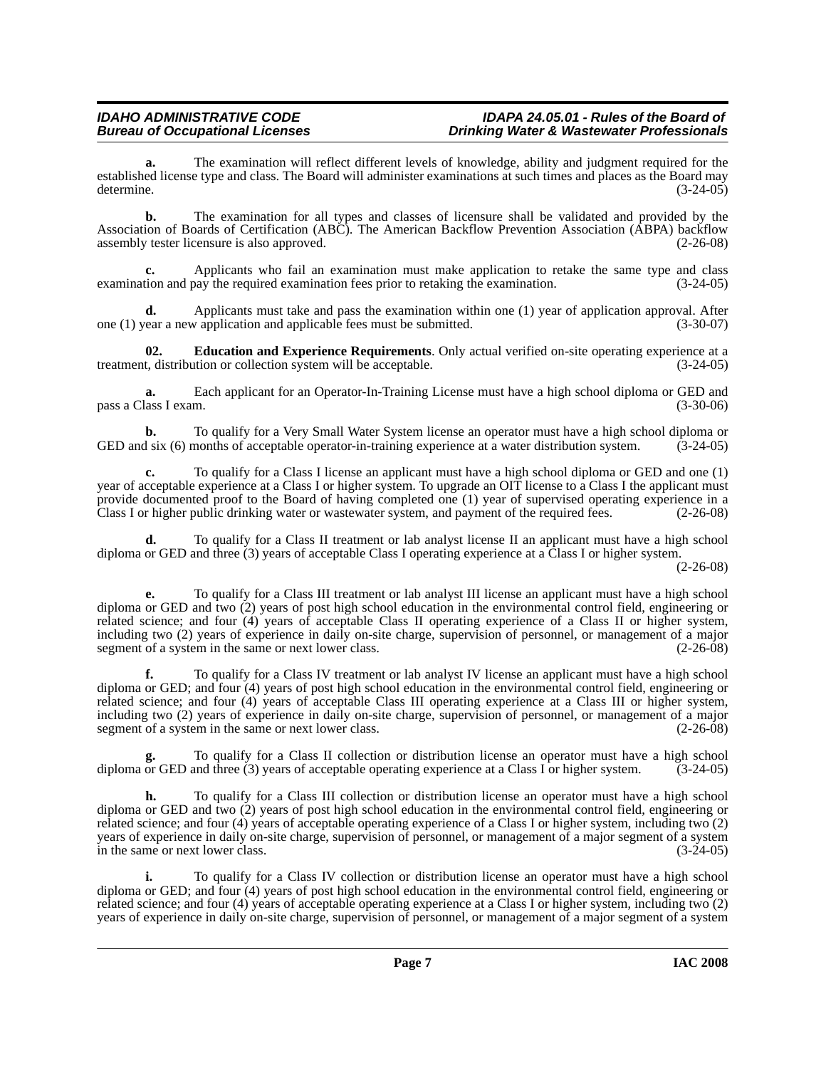**a.** The examination will reflect different levels of knowledge, ability and judgment required for the established license type and class. The Board will administer examinations at such times and places as the Board may determine. (3-24-05)

**b.** The examination for all types and classes of licensure shall be validated and provided by the Association of Boards of Certification (ABC). The American Backflow Prevention Association (ABPA) backflow assembly tester licensure is also approved. (2-26-08)

**c.** Applicants who fail an examination must make application to retake the same type and class examination and pay the required examination fees prior to retaking the examination. (3-24-05)

**d.** Applicants must take and pass the examination within one (1) year of application approval. After one (1) year a new application and applicable fees must be submitted. (3-30-07)

**02. Education and Experience Requirements**. Only actual verified on-site operating experience at a treatment, distribution or collection system will be acceptable. (3-24-05)

**a.** Each applicant for an Operator-In-Training License must have a high school diploma or GED and pass a Class I exam. (3-30-06)

**b.** To qualify for a Very Small Water System license an operator must have a high school diploma or GED and six (6) months of acceptable operator-in-training experience at a water distribution system. (3-24-05)

**c.** To qualify for a Class I license an applicant must have a high school diploma or GED and one (1) year of acceptable experience at a Class I or higher system. To upgrade an OIT license to a Class I the applicant must provide documented proof to the Board of having completed one (1) year of supervised operating experience in a Class I or higher public drinking water or wastewater system, and payment of the required fees. (2-26-08)

**d.** To qualify for a Class II treatment or lab analyst license II an applicant must have a high school diploma or GED and three (3) years of acceptable Class I operating experience at a Class I or higher system. (2-26-08)

**e.** To qualify for a Class III treatment or lab analyst III license an applicant must have a high school diploma or GED and two (2) years of post high school education in the environmental control field, engineering or related science; and four (4) years of acceptable Class II operating experience of a Class II or higher system, including two (2) years of experience in daily on-site charge, supervision of personnel, or management of a major segment of a system in the same or next lower class. (2-26-08)

**f.** To qualify for a Class IV treatment or lab analyst IV license an applicant must have a high school diploma or GED; and four (4) years of post high school education in the environmental control field, engineering or related science; and four (4) years of acceptable Class III operating experience at a Class III or higher system, including two (2) years of experience in daily on-site charge, supervision of personnel, or management of a major segment of a system in the same or next lower class. (2-26-08)

**g.** To qualify for a Class II collection or distribution license an operator must have a high school diploma or GED and three (3) years of acceptable operating experience at a Class I or higher system. (3-24-05)

**h.** To qualify for a Class III collection or distribution license an operator must have a high school diploma or GED and two (2) years of post high school education in the environmental control field, engineering or related science; and four (4) years of acceptable operating experience of a Class I or higher system, including two (2) years of experience in daily on-site charge, supervision of personnel, or management of a major segment of a system in the same or next lower class. (3-24-05)

**i.** To qualify for a Class IV collection or distribution license an operator must have a high school diploma or GED; and four (4) years of post high school education in the environmental control field, engineering or related science; and four (4) years of acceptable operating experience at a Class I or higher system, including two (2) years of experience in daily on-site charge, supervision of personnel, or management of a major segment of a system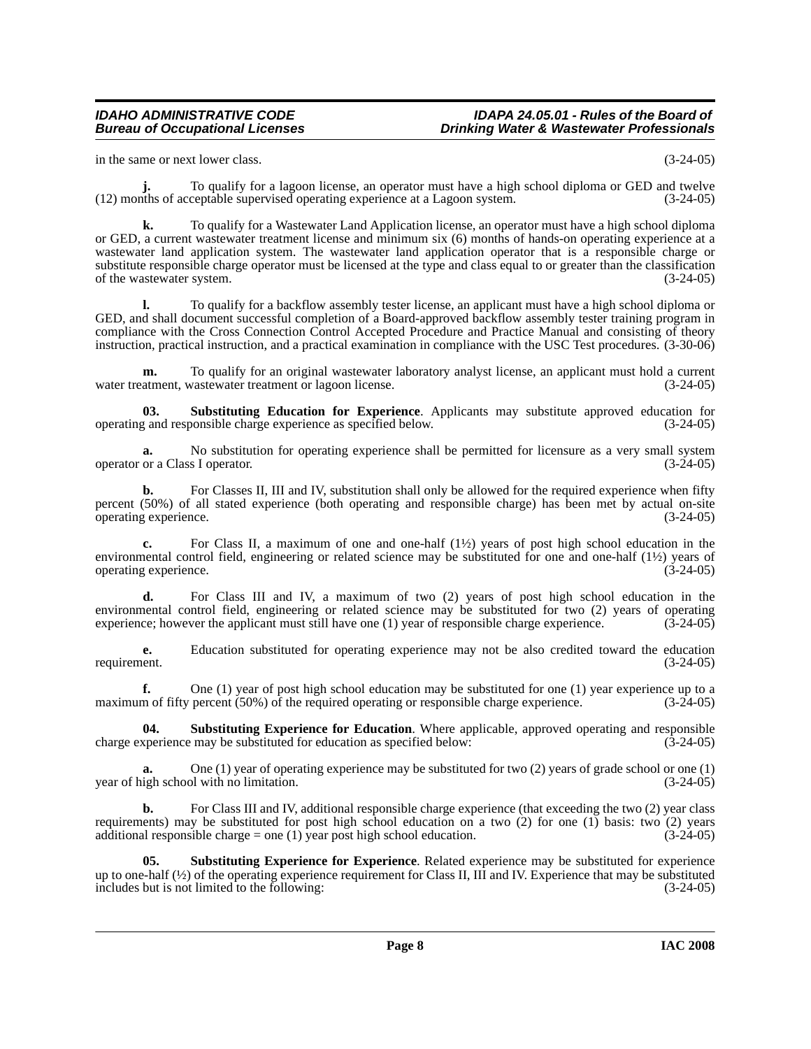in the same or next lower class. (3-24-05)

**j.** To qualify for a lagoon license, an operator must have a high school diploma or GED and twelve (12) months of acceptable supervised operating experience at a Lagoon system. (3-24-05)

**k.** To qualify for a Wastewater Land Application license, an operator must have a high school diploma or GED, a current wastewater treatment license and minimum six (6) months of hands-on operating experience at a wastewater land application system. The wastewater land application operator that is a responsible charge or substitute responsible charge operator must be licensed at the type and class equal to or greater than the classification of the wastewater system. (3-24-05)

**l.** To qualify for a backflow assembly tester license, an applicant must have a high school diploma or GED, and shall document successful completion of a Board-approved backflow assembly tester training program in compliance with the Cross Connection Control Accepted Procedure and Practice Manual and consisting of theory instruction, practical instruction, and a practical examination in compliance with the USC Test procedures. (3-30-06)

**m.** To qualify for an original wastewater laboratory analyst license, an applicant must hold a current water treatment, wastewater treatment or lagoon license. (3-24-05)

**03. Substituting Education for Experience**. Applicants may substitute approved education for operating and responsible charge experience as specified below. (3-24-05)

**a.** No substitution for operating experience shall be permitted for licensure as a very small system operator or a Class I operator. (3-24-05)

**b.** For Classes II, III and IV, substitution shall only be allowed for the required experience when fifty percent (50%) of all stated experience (both operating and responsible charge) has been met by actual on-site operating experience. (3-24-05)

**c.** For Class II, a maximum of one and one-half (1½) years of post high school education in the environmental control field, engineering or related science may be substituted for one and one-half (1½) years of operating experience. (3-24-05)

**d.** For Class III and IV, a maximum of two (2) years of post high school education in the environmental control field, engineering or related science may be substituted for two (2) years of operating experience; however the applicant must still have one (1) year of responsible charge experience. (3-24-05)

**e.** Education substituted for operating experience may not be also credited toward the education requirement. (3-24-05)

**f.** One (1) year of post high school education may be substituted for one (1) year experience up to a maximum of fifty percent (50%) of the required operating or responsible charge experience. (3-24-05)

**04. Substituting Experience for Education**. Where applicable, approved operating and responsible charge experience may be substituted for education as specified below: (3-24-05)

**a.** One (1) year of operating experience may be substituted for two (2) years of grade school or one (1) year of high school with no limitation. (3-24-05)

**b.** For Class III and IV, additional responsible charge experience (that exceeding the two (2) year class requirements) may be substituted for post high school education on a two (2) for one (1) basis: two (2) years additional responsible charge = one (1) year post high school education. (3-24-05)

**05. Substituting Experience for Experience**. Related experience may be substituted for experience up to one-half (½) of the operating experience requirement for Class II, III and IV. Experience that may be substituted includes but is not limited to the following: (3-24-05)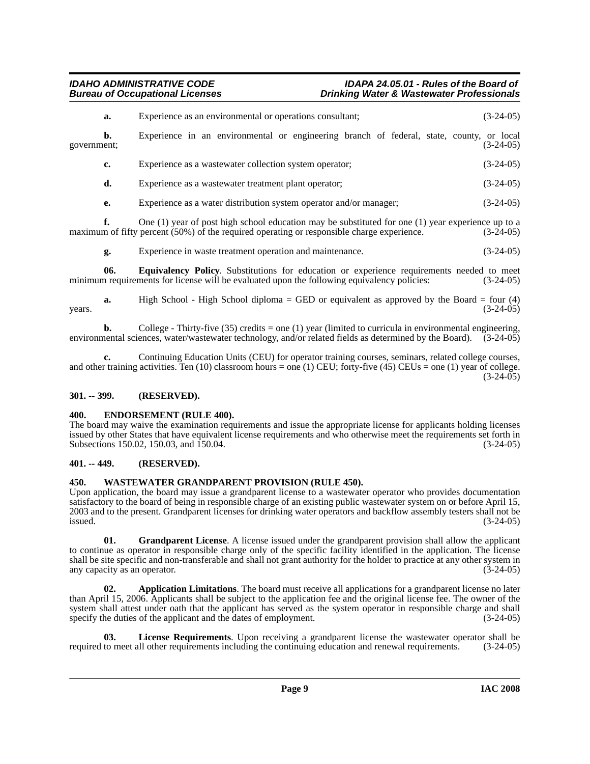**a.** Experience as an environmental or operations consultant; (3-24-05)

**b.** Experience in an environmental or engineering branch of federal, state, county, or local government; (3-24-05)

**c.** Experience as a wastewater collection system operator; (3-24-05)

**d.** Experience as a wastewater treatment plant operator; (3-24-05)

**e.** Experience as a water distribution system operator and/or manager; (3-24-05)

**f.** One (1) year of post high school education may be substituted for one (1) year experience up to a maximum of fifty percent (50%) of the required operating or responsible charge experience. (3-24-05)

**g.** Experience in waste treatment operation and maintenance. (3-24-05)

**06. Equivalency Policy**. Substitutions for education or experience requirements needed to meet minimum requirements for license will be evaluated upon the following equivalency policies: (3-24-05)

**a.** High School - High School diploma = GED or equivalent as approved by the Board = four (4) years. (3-24-05)

**b.** College - Thirty-five (35) credits = one (1) year (limited to curricula in environmental engineering, environmental sciences, water/wastewater technology, and/or related fields as determined by the Board). (3-24-05)

**c.** Continuing Education Units (CEU) for operator training courses, seminars, related college courses, and other training activities. Ten (10) classroom hours = one (1) CEU; forty-five (45) CEUs = one (1) year of college. (3-24-05)

## 301. -- 399. (RESERVED).

## 400. ENDORSEMENT (RULE 400).

The board may waive the examination requirements and issue the appropriate license for applicants holding licenses issued by other States that have equivalent license requirements and who otherwise meet the requirements set forth in Subsections 150.02, 150.03, and 150.04. (3-24-05)

## 401. -- 449. (RESERVED).

## 450. WASTEWATER GRANDPARENT PROVISION (RULE 450).

Upon application, the board may issue a grandparent license to a wastewater operator who provides documentation satisfactory to the board of being in responsible charge of an existing public wastewater system on or before April 15, 2003 and to the present. Grandparent licenses for drinking water operators and backflow assembly testers shall not be issued. (3-24-05)

**01. Grandparent License**. A license issued under the grandparent provision shall allow the applicant to continue as operator in responsible charge only of the specific facility identified in the application. The license shall be site specific and non-transferable and shall not grant authority for the holder to practice at any other system in any capacity as an operator. (3-24-05)

**02. Application Limitations**. The board must receive all applications for a grandparent license no later than April 15, 2006. Applicants shall be subject to the application fee and the original license fee. The owner of the system shall attest under oath that the applicant has served as the system operator in responsible charge and shall specify the duties of the applicant and the dates of employment. (3-24-05)

**03. License Requirements**. Upon receiving a grandparent license the wastewater operator shall be required to meet all other requirements including the continuing education and renewal requirements. (3-24-05)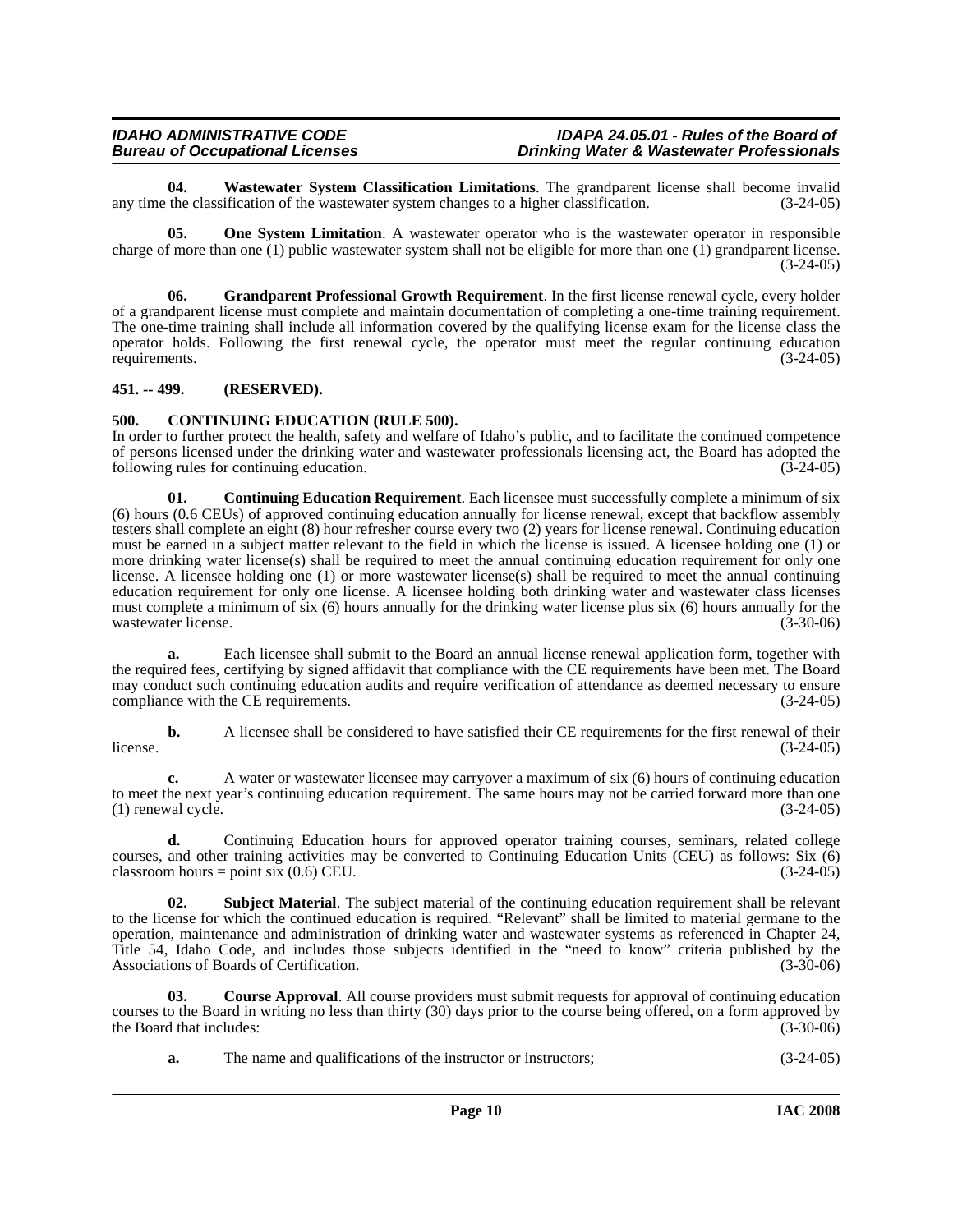**04. Wastewater System Classification Limitations**. The grandparent license shall become invalid any time the classification of the wastewater system changes to a higher classification. (3-24-05)

**05. One System Limitation**. A wastewater operator who is the wastewater operator in responsible charge of more than one (1) public wastewater system shall not be eligible for more than one (1) grandparent license. (3-24-05)

**06. Grandparent Professional Growth Requirement**. In the first license renewal cycle, every holder of a grandparent license must complete and maintain documentation of completing a one-time training requirement. The one-time training shall include all information covered by the qualifying license exam for the license class the operator holds. Following the first renewal cycle, the operator must meet the regular continuing education requirements. (3-24-05)

## 451. -- 499. (RESERVED).

## 500. CONTINUING EDUCATION (RULE 500).

In order to further protect the health, safety and welfare of Idaho's public, and to facilitate the continued competence of persons licensed under the drinking water and wastewater professionals licensing act, the Board has adopted the following rules for continuing education. (3-24-05)

**01. Continuing Education Requirement**. Each licensee must successfully complete a minimum of six (6) hours (0.6 CEUs) of approved continuing education annually for license renewal, except that backflow assembly testers shall complete an eight (8) hour refresher course every two (2) years for license renewal. Continuing education must be earned in a subject matter relevant to the field in which the license is issued. A licensee holding one (1) or more drinking water license(s) shall be required to meet the annual continuing education requirement for only one license. A licensee holding one (1) or more wastewater license(s) shall be required to meet the annual continuing education requirement for only one license. A licensee holding both drinking water and wastewater class licenses must complete a minimum of six (6) hours annually for the drinking water license plus six (6) hours annually for the wastewater license. (3-30-06)

**a.** Each licensee shall submit to the Board an annual license renewal application form, together with the required fees, certifying by signed affidavit that compliance with the CE requirements have been met. The Board may conduct such continuing education audits and require verification of attendance as deemed necessary to ensure compliance with the CE requirements. (3-24-05)

**b.** A licensee shall be considered to have satisfied their CE requirements for the first renewal of their license. (3-24-05)

**c.** A water or wastewater licensee may carryover a maximum of six (6) hours of continuing education to meet the next year's continuing education requirement. The same hours may not be carried forward more than one (1) renewal cycle. (3-24-05)

**d.** Continuing Education hours for approved operator training courses, seminars, related college courses, and other training activities may be converted to Continuing Education Units (CEU) as follows: Six (6) classroom hours = point six (0.6) CEU. (3-24-05)

**02. Subject Material**. The subject material of the continuing education requirement shall be relevant to the license for which the continued education is required. "Relevant" shall be limited to material germane to the operation, maintenance and administration of drinking water and wastewater systems as referenced in Chapter 24, Title 54, Idaho Code, and includes those subjects identified in the "need to know" criteria published by the Associations of Boards of Certification. (3-30-06)

**03. Course Approval**. All course providers must submit requests for approval of continuing education courses to the Board in writing no less than thirty (30) days prior to the course being offered, on a form approved by the Board that includes: (3-30-06)

**a.** The name and qualifications of the instructor or instructors; (3-24-05)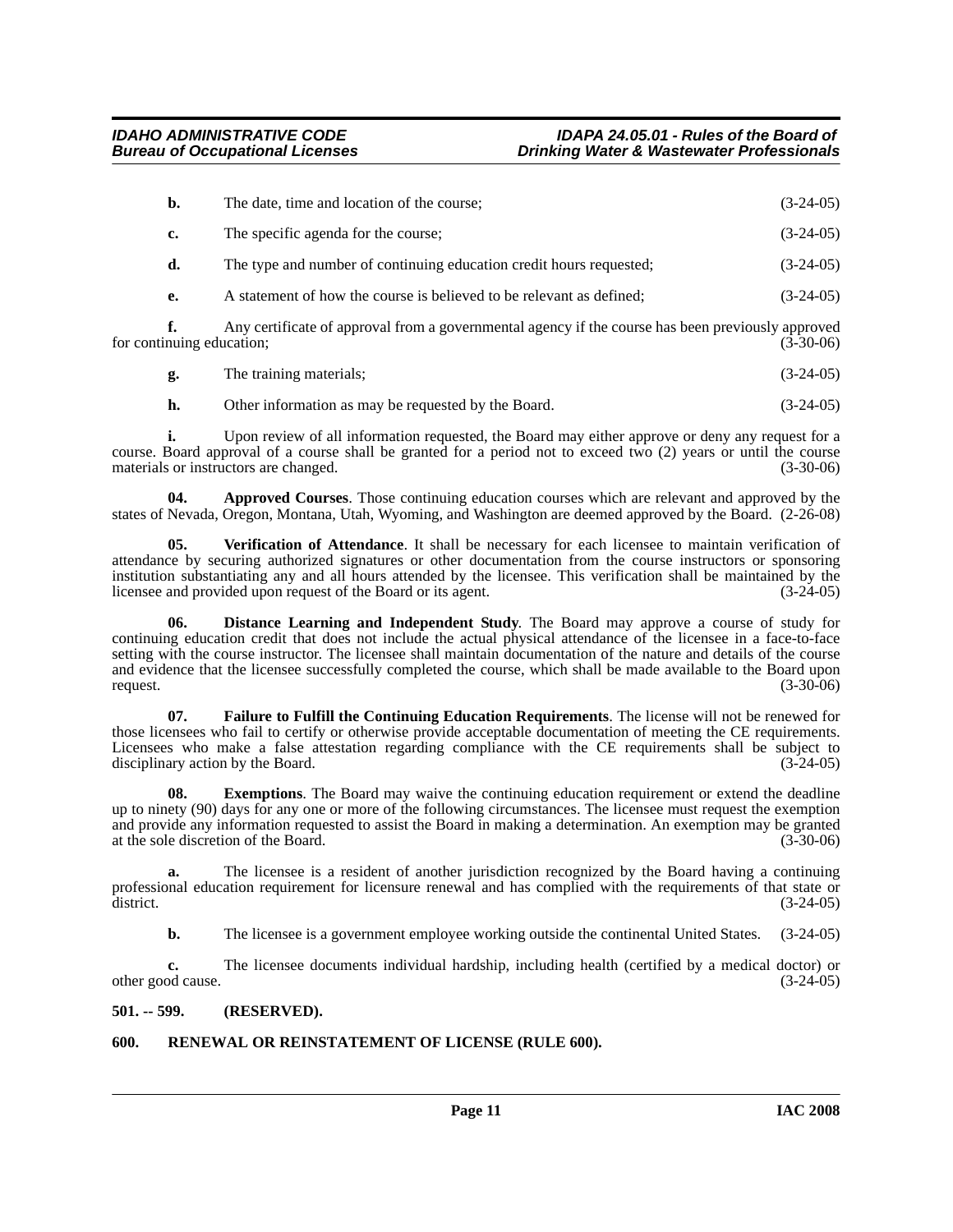**b.** The date, time and location of the course; (3-24-05)

**c.** The specific agenda for the course; (3-24-05)

**d.** The type and number of continuing education credit hours requested; (3-24-05)

**e.** A statement of how the course is believed to be relevant as defined; (3-24-05)

**f.** Any certificate of approval from a governmental agency if the course has been previously approved for continuing education; (3-30-06)

**g.** The training materials; (3-24-05)

**h.** Other information as may be requested by the Board. (3-24-05)

**i.** Upon review of all information requested, the Board may either approve or deny any request for a course. Board approval of a course shall be granted for a period not to exceed two (2) years or until the course materials or instructors are changed. (3-30-06)

**04. Approved Courses**. Those continuing education courses which are relevant and approved by the states of Nevada, Oregon, Montana, Utah, Wyoming, and Washington are deemed approved by the Board. (2-26-08)

**05. Verification of Attendance**. It shall be necessary for each licensee to maintain verification of attendance by securing authorized signatures or other documentation from the course instructors or sponsoring institution substantiating any and all hours attended by the licensee. This verification shall be maintained by the licensee and provided upon request of the Board or its agent. (3-24-05)

**06. Distance Learning and Independent Study**. The Board may approve a course of study for continuing education credit that does not include the actual physical attendance of the licensee in a face-to-face setting with the course instructor. The licensee shall maintain documentation of the nature and details of the course and evidence that the licensee successfully completed the course, which shall be made available to the Board upon request. (3-30-06)

**07. Failure to Fulfill the Continuing Education Requirements**. The license will not be renewed for those licensees who fail to certify or otherwise provide acceptable documentation of meeting the CE requirements. Licensees who make a false attestation regarding compliance with the CE requirements shall be subject to disciplinary action by the Board. (3-24-05)

**08. Exemptions**. The Board may waive the continuing education requirement or extend the deadline up to ninety (90) days for any one or more of the following circumstances. The licensee must request the exemption and provide any information requested to assist the Board in making a determination. An exemption may be granted at the sole discretion of the Board. (3-30-06)

**a.** The licensee is a resident of another jurisdiction recognized by the Board having a continuing professional education requirement for licensure renewal and has complied with the requirements of that state or district. (3-24-05)

**b.** The licensee is a government employee working outside the continental United States. (3-24-05)

**c.** The licensee documents individual hardship, including health (certified by a medical doctor) or other good cause. (3-24-05)

### 501. -- 599. (RESERVED).

### 600. RENEWAL OR REINSTATEMENT OF LICENSE (RULE 600).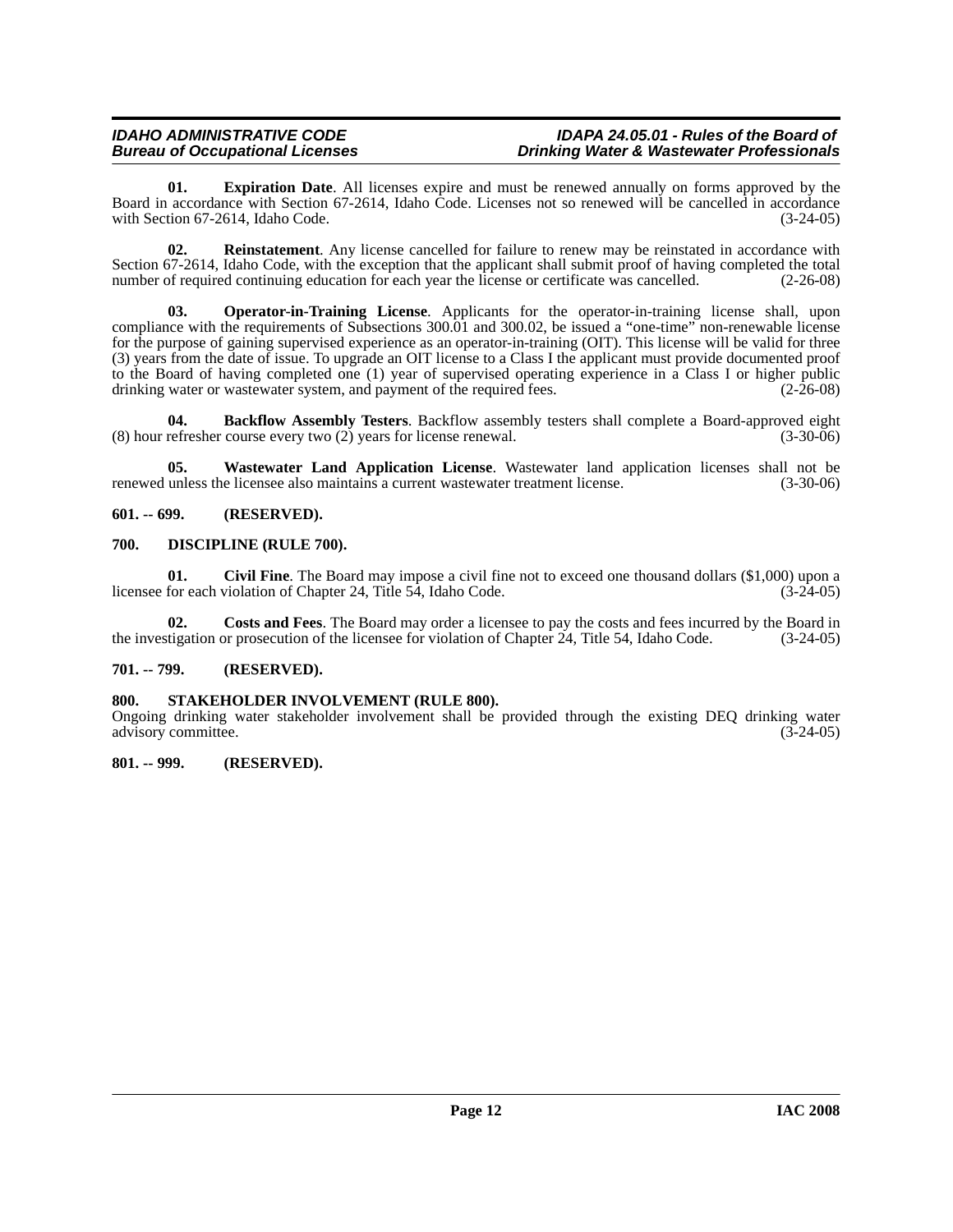**01. Expiration Date**. All licenses expire and must be renewed annually on forms approved by the Board in accordance with Section 67-2614, Idaho Code. Licenses not so renewed will be cancelled in accordance with Section 67-2614, Idaho Code. (3-24-05)

**02. Reinstatement**. Any license cancelled for failure to renew may be reinstated in accordance with Section 67-2614, Idaho Code, with the exception that the applicant shall submit proof of having completed the total number of required continuing education for each year the license or certificate was cancelled. (2-26-08)

**03. Operator-in-Training License**. Applicants for the operator-in-training license shall, upon compliance with the requirements of Subsections 300.01 and 300.02, be issued a "one-time" non-renewable license for the purpose of gaining supervised experience as an operator-in-training (OIT). This license will be valid for three (3) years from the date of issue. To upgrade an OIT license to a Class I the applicant must provide documented proof to the Board of having completed one (1) year of supervised operating experience in a Class I or higher public drinking water or wastewater system, and payment of the required fees. (2-26-08)

**04. Backflow Assembly Testers**. Backflow assembly testers shall complete a Board-approved eight (8) hour refresher course every two (2) years for license renewal. (3-30-06)

**05. Wastewater Land Application License**. Wastewater land application licenses shall not be renewed unless the licensee also maintains a current wastewater treatment license. (3-30-06)

### 601. -- 699. (RESERVED).

### 700. DISCIPLINE (RULE 700).

**01. Civil Fine**. The Board may impose a civil fine not to exceed one thousand dollars ($1,000) upon a licensee for each violation of Chapter 24, Title 54, Idaho Code. (3-24-05)

**02. Costs and Fees**. The Board may order a licensee to pay the costs and fees incurred by the Board in the investigation or prosecution of the licensee for violation of Chapter 24, Title 54, Idaho Code. (3-24-05)

### 701. -- 799. (RESERVED).

### 800. STAKEHOLDER INVOLVEMENT (RULE 800).

Ongoing drinking water stakeholder involvement shall be provided through the existing DEQ drinking water advisory committee. (3-24-05)

### 801. -- 999. (RESERVED).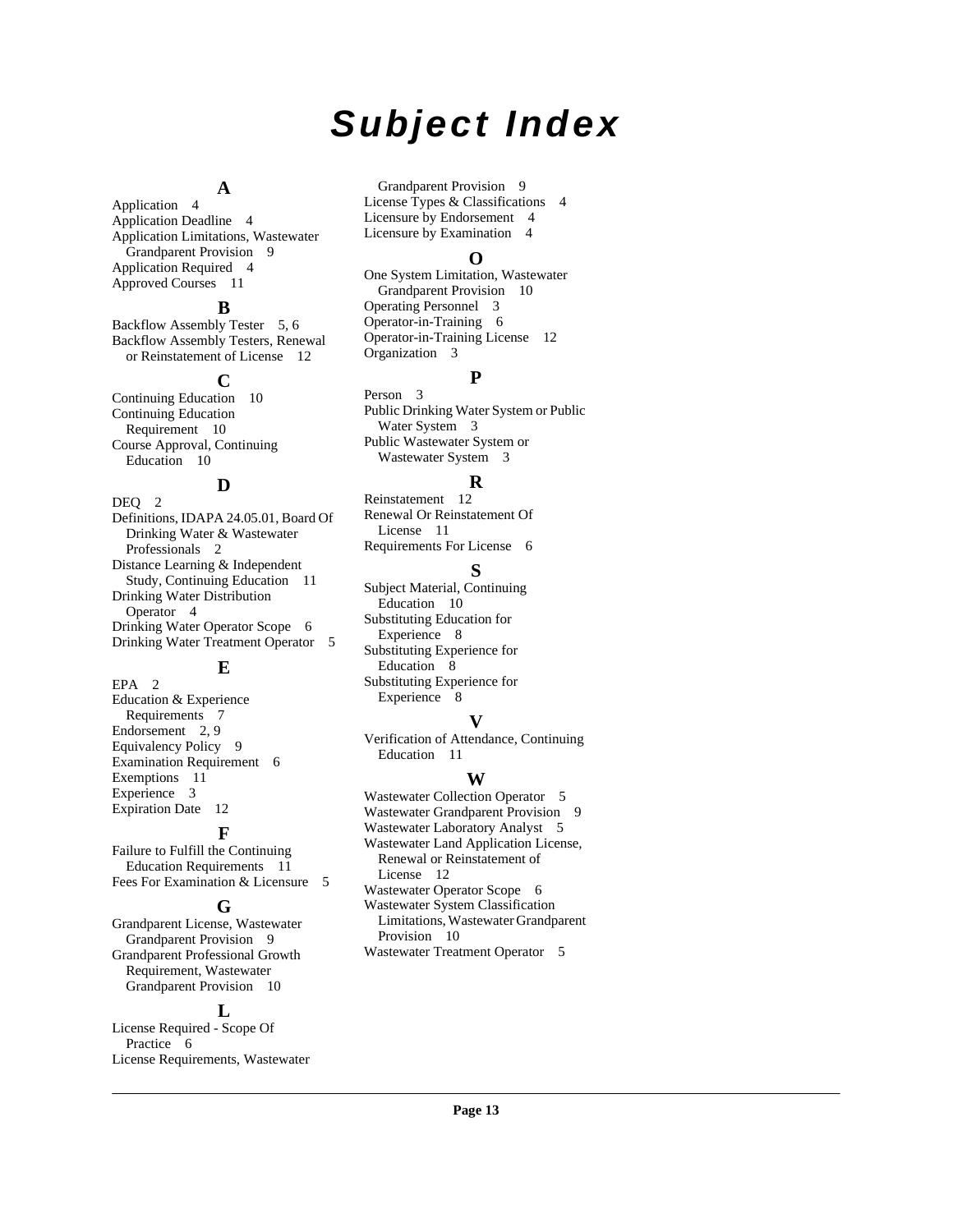# Subject Index

## A

Application 4
Application Deadline 4
Application Limitations, Wastewater Grandparent Provision 9
Application Required 4
Approved Courses 11

## B

Backflow Assembly Tester 5, 6
Backflow Assembly Testers, Renewal or Reinstatement of License 12

## C

Continuing Education 10
Continuing Education Requirement 10
Course Approval, Continuing Education 10

## D

DEQ 2
Definitions, IDAPA 24.05.01, Board Of Drinking Water & Wastewater Professionals 2
Distance Learning & Independent Study, Continuing Education 11
Drinking Water Distribution Operator 4
Drinking Water Operator Scope 6
Drinking Water Treatment Operator 5

## E

EPA 2
Education & Experience Requirements 7
Endorsement 2, 9
Equivalency Policy 9
Examination Requirement 6
Exemptions 11
Experience 3
Expiration Date 12

## F

Failure to Fulfill the Continuing Education Requirements 11
Fees For Examination & Licensure 5

## G

Grandparent License, Wastewater Grandparent Provision 9
Grandparent Professional Growth Requirement, Wastewater Grandparent Provision 10

## L

License Required - Scope Of Practice 6
License Requirements, Wastewater Grandparent Provision 9
License Types & Classifications 4
Licensure by Endorsement 4
Licensure by Examination 4

## O

One System Limitation, Wastewater Grandparent Provision 10
Operating Personnel 3
Operator-in-Training 6
Operator-in-Training License 12
Organization 3

## P

Person 3
Public Drinking Water System or Public Water System 3
Public Wastewater System or Wastewater System 3

## R

Reinstatement 12
Renewal Or Reinstatement Of License 11
Requirements For License 6

## S

Subject Material, Continuing Education 10
Substituting Education for Experience 8
Substituting Experience for Education 8
Substituting Experience for Experience 8

## V

Verification of Attendance, Continuing Education 11

## W

Wastewater Collection Operator 5
Wastewater Grandparent Provision 9
Wastewater Laboratory Analyst 5
Wastewater Land Application License, Renewal or Reinstatement of License 12
Wastewater Operator Scope 6
Wastewater System Classification Limitations, Wastewater Grandparent Provision 10
Wastewater Treatment Operator 5